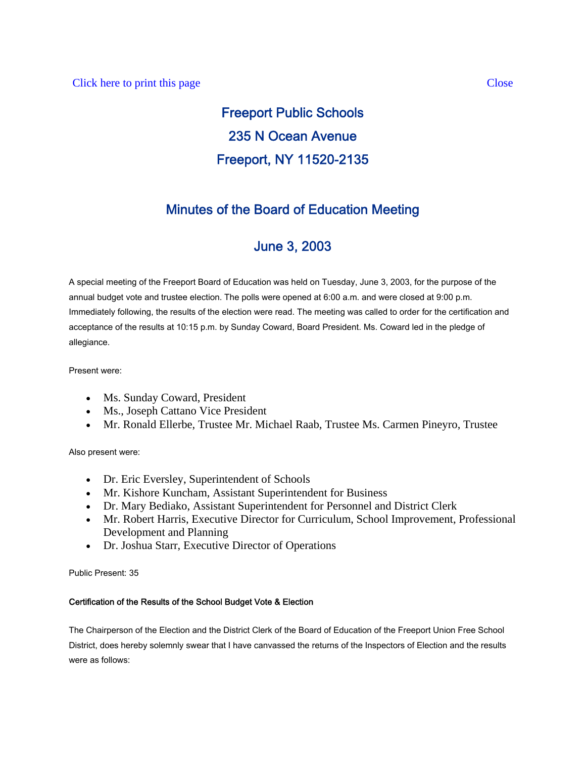Click here to print this page Close

# Freeport Public Schools

## 235 N Ocean Avenue

## Freeport, NY 11520-2135

## Minutes of the Board of Education Meeting

## June 3, 2003

A special meeting of the Freeport Board of Education was held on Tuesday, June 3, 2003, for the purpose of the annual budget vote and trustee election. The polls were opened at 6:00 a.m. and were closed at 9:00 p.m. Immediately following, the results of the election were read. The meeting was called to order for the certification and acceptance of the results at 10:15 p.m. by Sunday Coward, Board President. Ms. Coward led in the pledge of allegiance.

Present were:

- Ms. Sunday Coward, President
- Ms., Joseph Cattano Vice President
- Mr. Ronald Ellerbe, Trustee Mr. Michael Raab, Trustee Ms. Carmen Pineyro, Trustee

Also present were:

- Dr. Eric Eversley, Superintendent of Schools
- Mr. Kishore Kuncham, Assistant Superintendent for Business
- Dr. Mary Bediako, Assistant Superintendent for Personnel and District Clerk
- Mr. Robert Harris, Executive Director for Curriculum, School Improvement, Professional Development and Planning
- Dr. Joshua Starr, Executive Director of Operations

Public Present: 35

**Certification of the Results of the School Budget Vote & Election**

The Chairperson of the Election and the District Clerk of the Board of Education of the Freeport Union Free School District, does hereby solemnly swear that I have canvassed the returns of the Inspectors of Election and the results were as follows: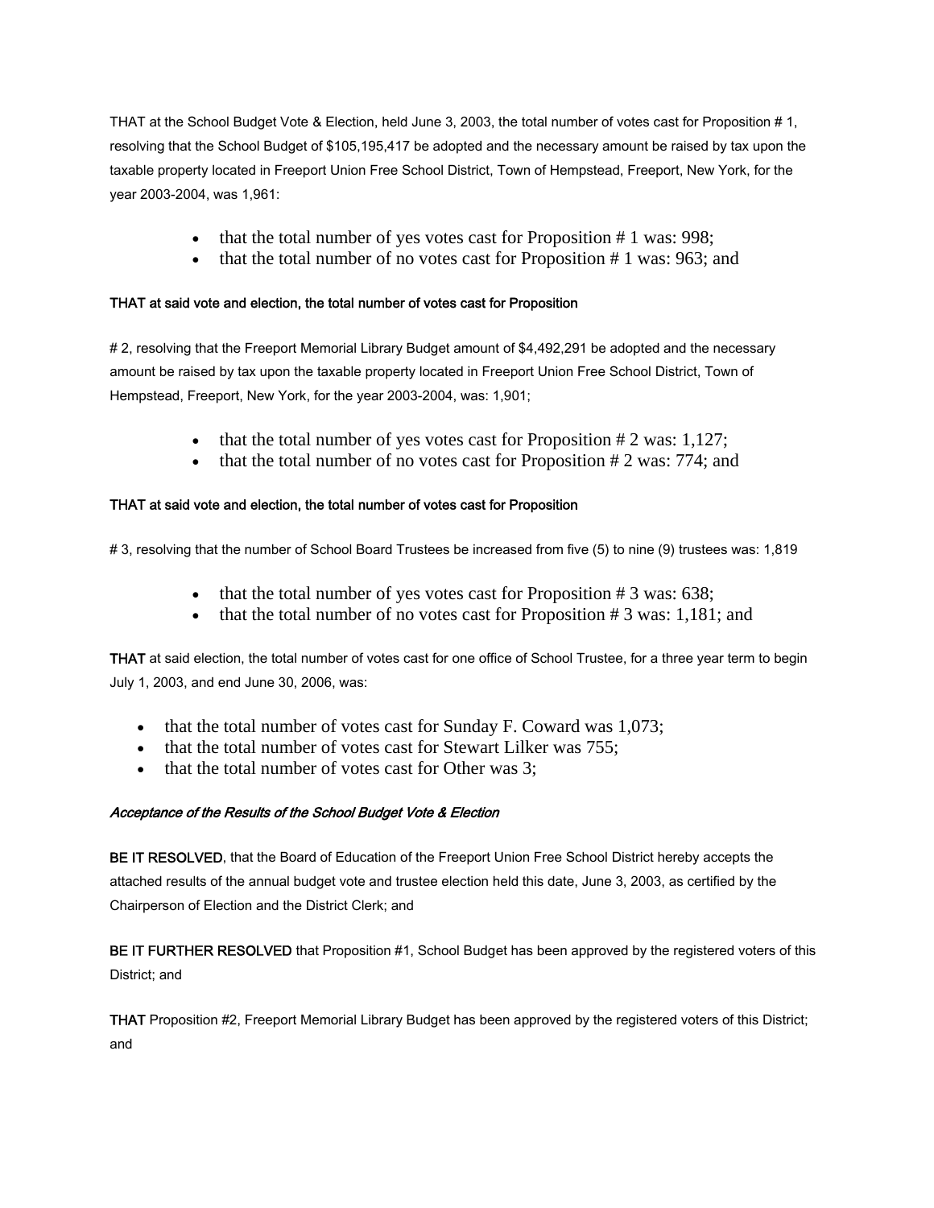THAT at the School Budget Vote & Election, held June 3, 2003, the total number of votes cast for Proposition # 1, resolving that the School Budget of $105,195,417 be adopted and the necessary amount be raised by tax upon the taxable property located in Freeport Union Free School District, Town of Hempstead, Freeport, New York, for the year 2003-2004, was 1,961:

- that the total number of yes votes cast for Proposition # 1 was: 998;
- that the total number of no votes cast for Proposition # 1 was: 963; and

THAT at said vote and election, the total number of votes cast for Proposition

# 2, resolving that the Freeport Memorial Library Budget amount of $4,492,291 be adopted and the necessary amount be raised by tax upon the taxable property located in Freeport Union Free School District, Town of Hempstead, Freeport, New York, for the year 2003-2004, was: 1,901;

- that the total number of yes votes cast for Proposition # 2 was: 1,127;
- that the total number of no votes cast for Proposition # 2 was: 774; and

THAT at said vote and election, the total number of votes cast for Proposition

# 3, resolving that the number of School Board Trustees be increased from five (5) to nine (9) trustees was: 1,819

- that the total number of yes votes cast for Proposition # 3 was: 638;
- that the total number of no votes cast for Proposition # 3 was: 1,181; and

**THAT** at said election, the total number of votes cast for one office of School Trustee, for a three year term to begin July 1, 2003, and end June 30, 2006, was:

- that the total number of votes cast for Sunday F. Coward was 1,073;
- that the total number of votes cast for Stewart Lilker was 755;
- that the total number of votes cast for Other was 3;

*Acceptance of the Results of the School Budget Vote & Election*

**BE IT RESOLVED**, that the Board of Education of the Freeport Union Free School District hereby accepts the attached results of the annual budget vote and trustee election held this date, June 3, 2003, as certified by the Chairperson of Election and the District Clerk; and

**BE IT FURTHER RESOLVED** that Proposition #1, School Budget has been approved by the registered voters of this District; and

**THAT** Proposition #2, Freeport Memorial Library Budget has been approved by the registered voters of this District; and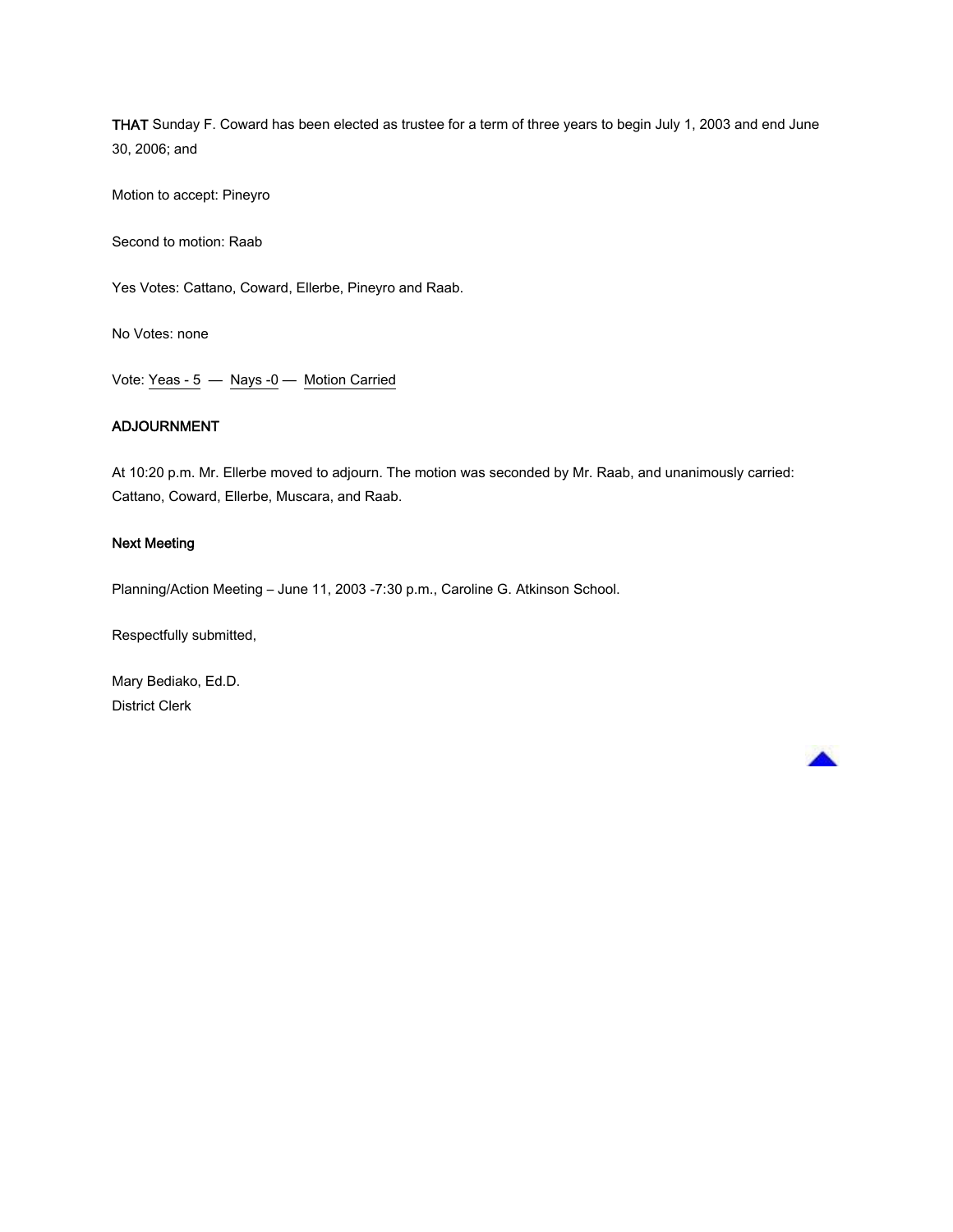**THAT** Sunday F. Coward has been elected as trustee for a term of three years to begin July 1, 2003 and end June 30, 2006; and

Motion to accept: Pineyro

Second to motion: Raab

Yes Votes: Cattano, Coward, Ellerbe, Pineyro and Raab.

No Votes: none

Vote: Yeas - 5 — Nays -0 — Motion Carried

**ADJOURNMENT**

At 10:20 p.m. Mr. Ellerbe moved to adjourn. The motion was seconded by Mr. Raab, and unanimously carried: Cattano, Coward, Ellerbe, Muscara, and Raab.

**Next Meeting**

Planning/Action Meeting – June 11, 2003 -7:30 p.m., Caroline G. Atkinson School.

Respectfully submitted,

Mary Bediako, Ed.D.
District Clerk